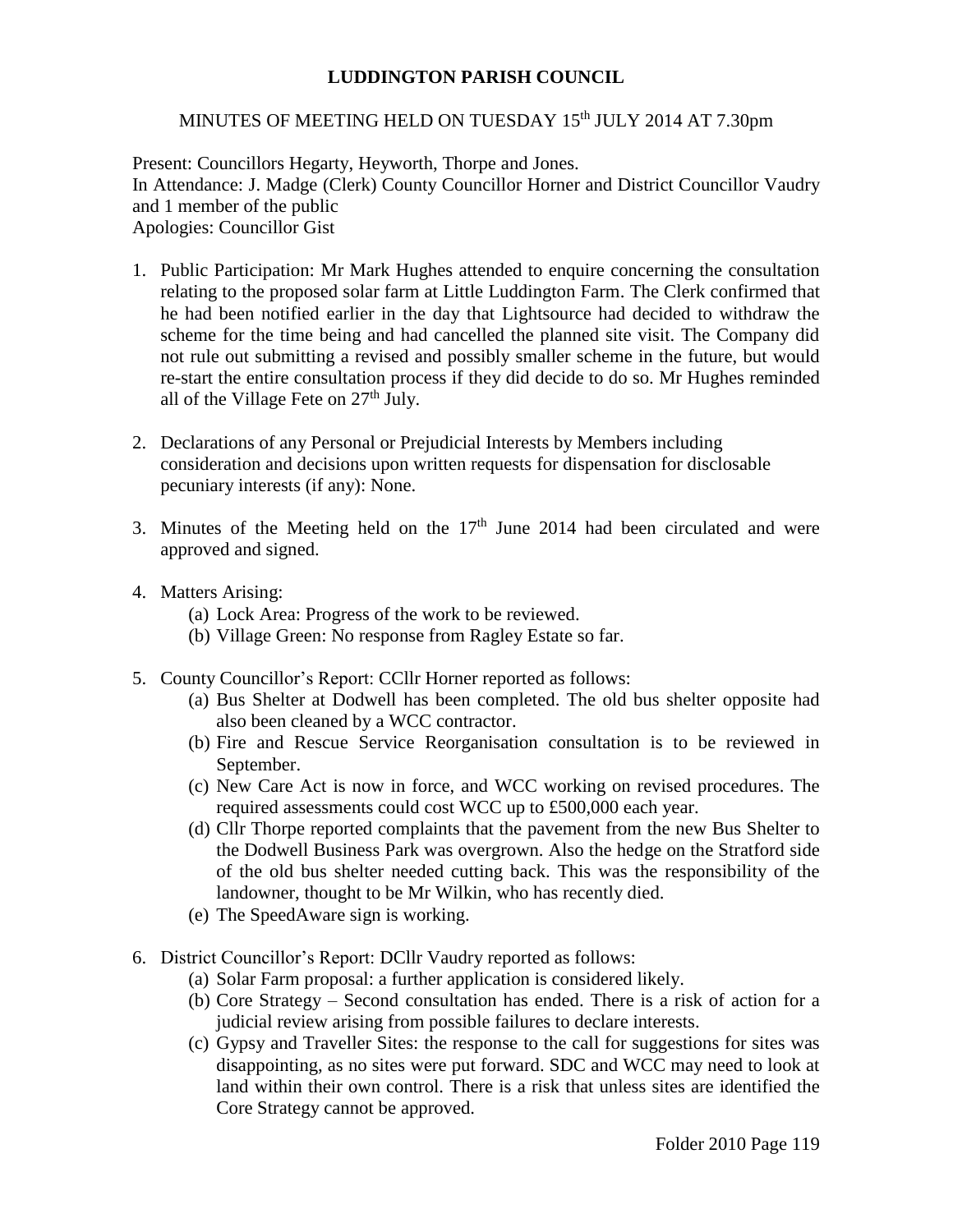# LUDDINGTON PARISH COUNCIL

MINUTES OF MEETING HELD ON TUESDAY 15th JULY 2014 AT 7.30pm

Present: Councillors Hegarty, Heyworth, Thorpe and Jones.
In Attendance: J. Madge (Clerk) County Councillor Horner and District Councillor Vaudry and 1 member of the public
Apologies: Councillor Gist

1. Public Participation: Mr Mark Hughes attended to enquire concerning the consultation relating to the proposed solar farm at Little Luddington Farm. The Clerk confirmed that he had been notified earlier in the day that Lightsource had decided to withdraw the scheme for the time being and had cancelled the planned site visit. The Company did not rule out submitting a revised and possibly smaller scheme in the future, but would re-start the entire consultation process if they did decide to do so. Mr Hughes reminded all of the Village Fete on 27th July.

2. Declarations of any Personal or Prejudicial Interests by Members including consideration and decisions upon written requests for dispensation for disclosable pecuniary interests (if any): None.

3. Minutes of the Meeting held on the 17th June 2014 had been circulated and were approved and signed.

4. Matters Arising:
   - (a) Lock Area: Progress of the work to be reviewed.
   - (b) Village Green: No response from Ragley Estate so far.

5. County Councillor's Report: CCllr Horner reported as follows:
   - (a) Bus Shelter at Dodwell has been completed. The old bus shelter opposite had also been cleaned by a WCC contractor.
   - (b) Fire and Rescue Service Reorganisation consultation is to be reviewed in September.
   - (c) New Care Act is now in force, and WCC working on revised procedures. The required assessments could cost WCC up to £500,000 each year.
   - (d) Cllr Thorpe reported complaints that the pavement from the new Bus Shelter to the Dodwell Business Park was overgrown. Also the hedge on the Stratford side of the old bus shelter needed cutting back. This was the responsibility of the landowner, thought to be Mr Wilkin, who has recently died.
   - (e) The SpeedAware sign is working.

6. District Councillor's Report: DCllr Vaudry reported as follows:
   - (a) Solar Farm proposal: a further application is considered likely.
   - (b) Core Strategy – Second consultation has ended. There is a risk of action for a judicial review arising from possible failures to declare interests.
   - (c) Gypsy and Traveller Sites: the response to the call for suggestions for sites was disappointing, as no sites were put forward. SDC and WCC may need to look at land within their own control. There is a risk that unless sites are identified the Core Strategy cannot be approved.

Folder 2010 Page 119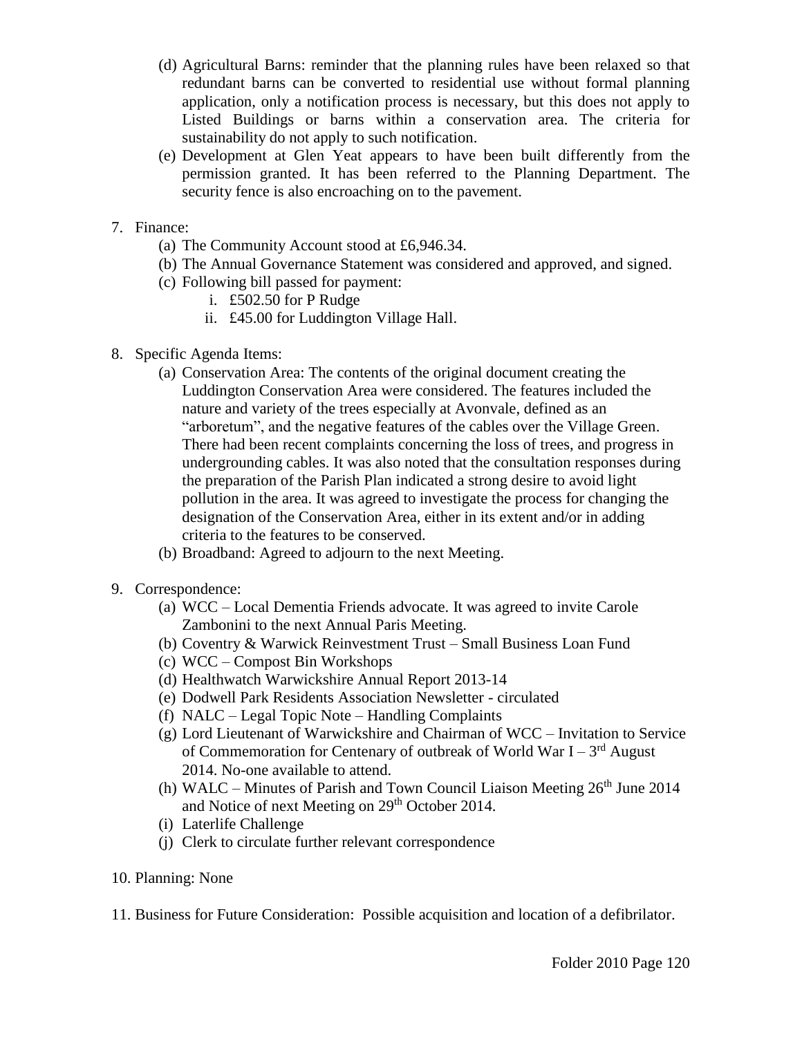(d) Agricultural Barns: reminder that the planning rules have been relaxed so that redundant barns can be converted to residential use without formal planning application, only a notification process is necessary, but this does not apply to Listed Buildings or barns within a conservation area. The criteria for sustainability do not apply to such notification.

(e) Development at Glen Yeat appears to have been built differently from the permission granted. It has been referred to the Planning Department. The security fence is also encroaching on to the pavement.

7. Finance:
   (a) The Community Account stood at £6,946.34.
   (b) The Annual Governance Statement was considered and approved, and signed.
   (c) Following bill passed for payment:
      i. £502.50 for P Rudge
      ii. £45.00 for Luddington Village Hall.

8. Specific Agenda Items:
   (a) Conservation Area: The contents of the original document creating the Luddington Conservation Area were considered. The features included the nature and variety of the trees especially at Avonvale, defined as an "arboretum", and the negative features of the cables over the Village Green. There had been recent complaints concerning the loss of trees, and progress in undergrounding cables. It was also noted that the consultation responses during the preparation of the Parish Plan indicated a strong desire to avoid light pollution in the area. It was agreed to investigate the process for changing the designation of the Conservation Area, either in its extent and/or in adding criteria to the features to be conserved.
   (b) Broadband: Agreed to adjourn to the next Meeting.

9. Correspondence:
   (a) WCC – Local Dementia Friends advocate. It was agreed to invite Carole Zambonini to the next Annual Paris Meeting.
   (b) Coventry & Warwick Reinvestment Trust – Small Business Loan Fund
   (c) WCC – Compost Bin Workshops
   (d) Healthwatch Warwickshire Annual Report 2013-14
   (e) Dodwell Park Residents Association Newsletter - circulated
   (f) NALC – Legal Topic Note – Handling Complaints
   (g) Lord Lieutenant of Warwickshire and Chairman of WCC – Invitation to Service of Commemoration for Centenary of outbreak of World War I – 3rd August 2014. No-one available to attend.
   (h) WALC – Minutes of Parish and Town Council Liaison Meeting 26th June 2014 and Notice of next Meeting on 29th October 2014.
   (i) Laterlife Challenge
   (j) Clerk to circulate further relevant correspondence

10. Planning: None

11. Business for Future Consideration: Possible acquisition and location of a defibrilator.

Folder 2010 Page 120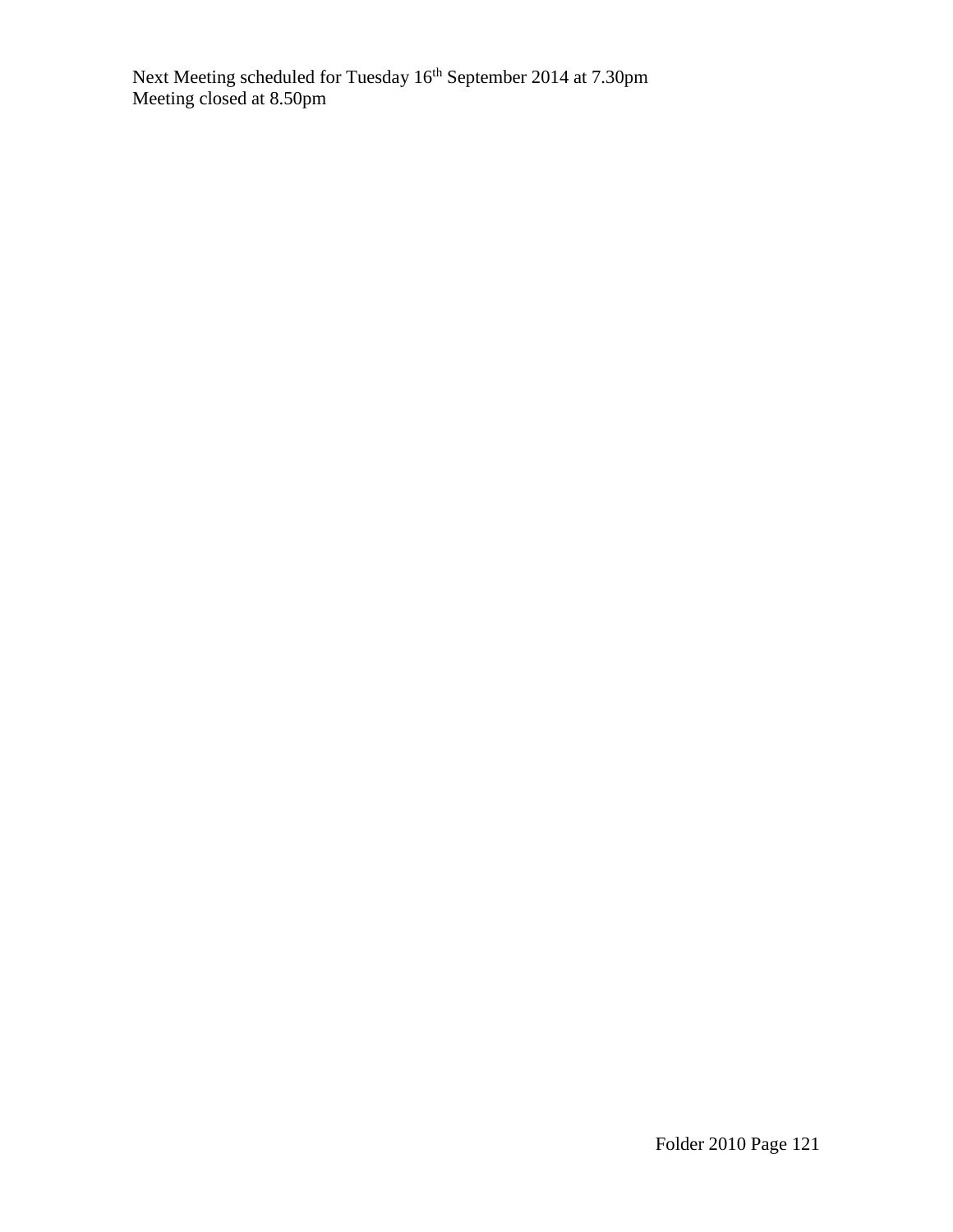Next Meeting scheduled for Tuesday 16th September 2014 at 7.30pm
Meeting closed at 8.50pm